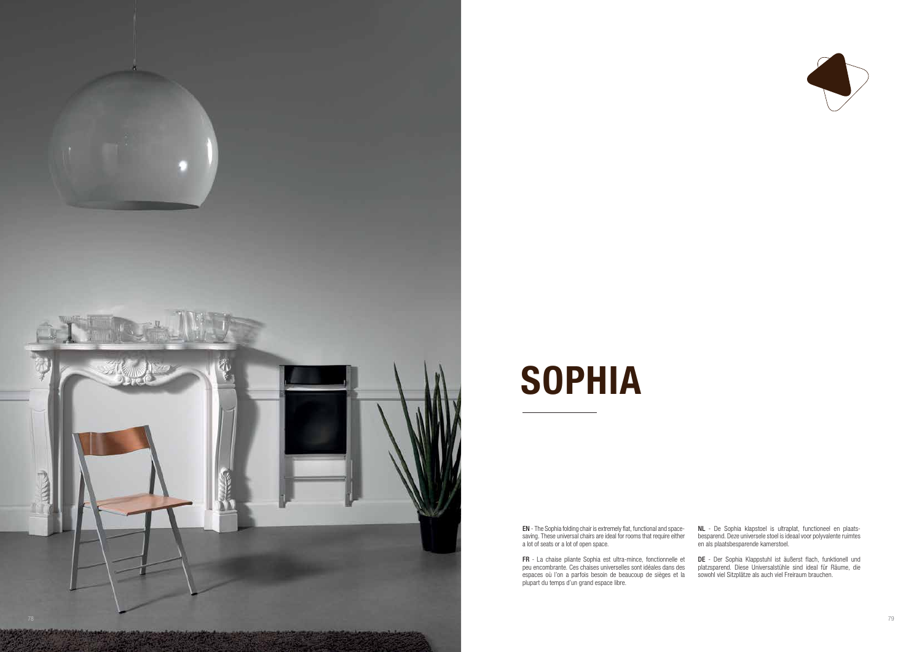# SOPHIA

**EN** - The Sophia folding chair is extremely flat, functional and space-saving. These universal chairs are ideal for rooms that require either a lot of seats or a lot of open space.

**FR** - La chaise pliante Sophia est ultra-mince, fonctionnelle et peu encombrante. Ces chaises universelles sont idéales dans des espaces où l'on a parfois besoin de beaucoup de sièges et la plupart du temps d'un grand espace libre.

**NL** - De Sophia klapstoel is ultraplat, functioneel en plaatsbesparend. Deze universele stoel is ideaal voor polyvalente ruimtes en als plaatsbesparende kamerstoel.

**DE** - Der Sophia Klappstuhl ist äußerst flach, funktionell und platzsparend. Diese Universalstühle sind ideal für Räume, die sowohl viel Sitzplätze als auch viel Freiraum brauchen.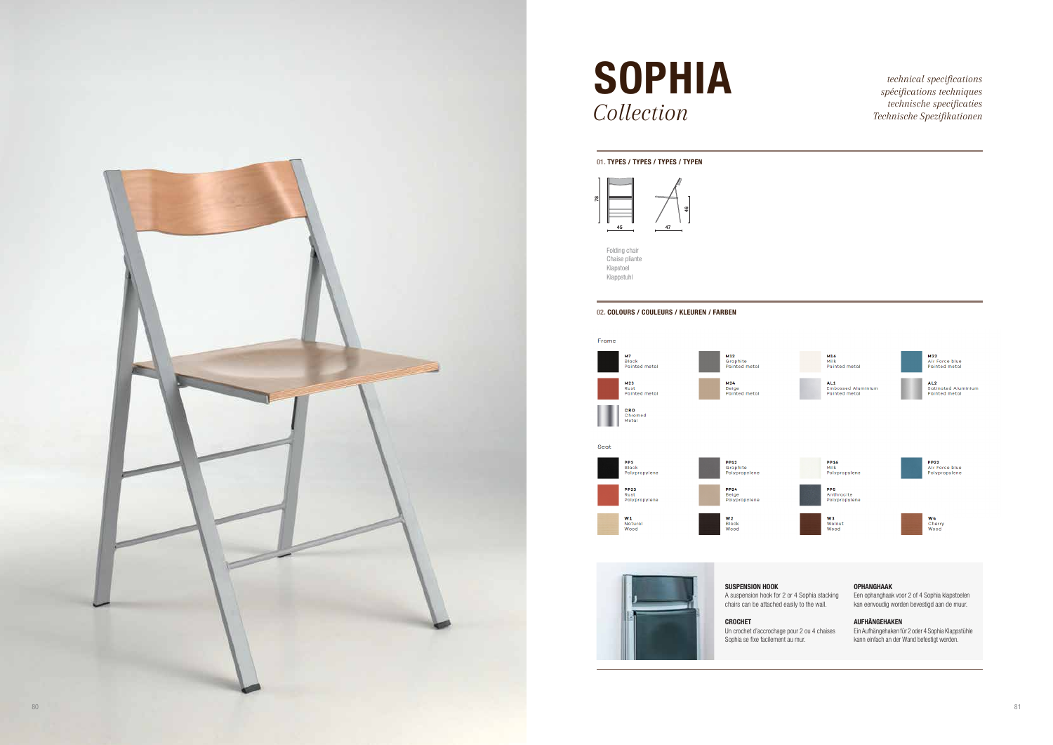# SOPHIA

*Collection*

*technical specifications*
*spécifications techniques*
*technische specificaties*
*Technische Spezifikationen*

## 01. TYPES / TYPES / TYPES / TYPEN

78
45
47
46

Folding chair
Chaise pliante
Klapstoel
Klappstuhl

## 02. COLOURS / COULEURS / KLEUREN / FARBEN

Frame

**M7** Black Painted metal

**M12** Graphite Painted metal

**M16** Milk Painted metal

**M22** Air Force blue Painted metal

**M23** Rust Painted metal

**M24** Beige Painted metal

**AL1** Embossed Aluminium Painted metal

**AL2** Satinated Aluminium Painted metal

**CRO** Chromed Metal

Seat

**PP3** Black Polypropylene

**PP12** Graphite Polypropylene

**PP16** Milk Polypropylene

**PP22** Air Force blue Polypropylene

**PP23** Rust Polypropylene

**PP24** Beige Polypropylene

**PP5** Anthracite Polypropylene

**W1** Natural Wood

**W2** Black Wood

**W3** Walnut Wood

**W4** Cherry Wood

**SUSPENSION HOOK**
A suspension hook for 2 or 4 Sophia stacking chairs can be attached easily to the wall.

**CROCHET**
Un crochet d'accrochage pour 2 ou 4 chaises Sophia se fixe facilement au mur.

**OPHANGHAAK**
Een ophanghaak voor 2 of 4 Sophia klapstoelen kan eenvoudig worden bevestigd aan de muur.

**AUFHÄNGEHAKEN**
Ein Aufhängehaken für 2 oder 4 Sophia Klappstühle kann einfach an der Wand befestigt werden.